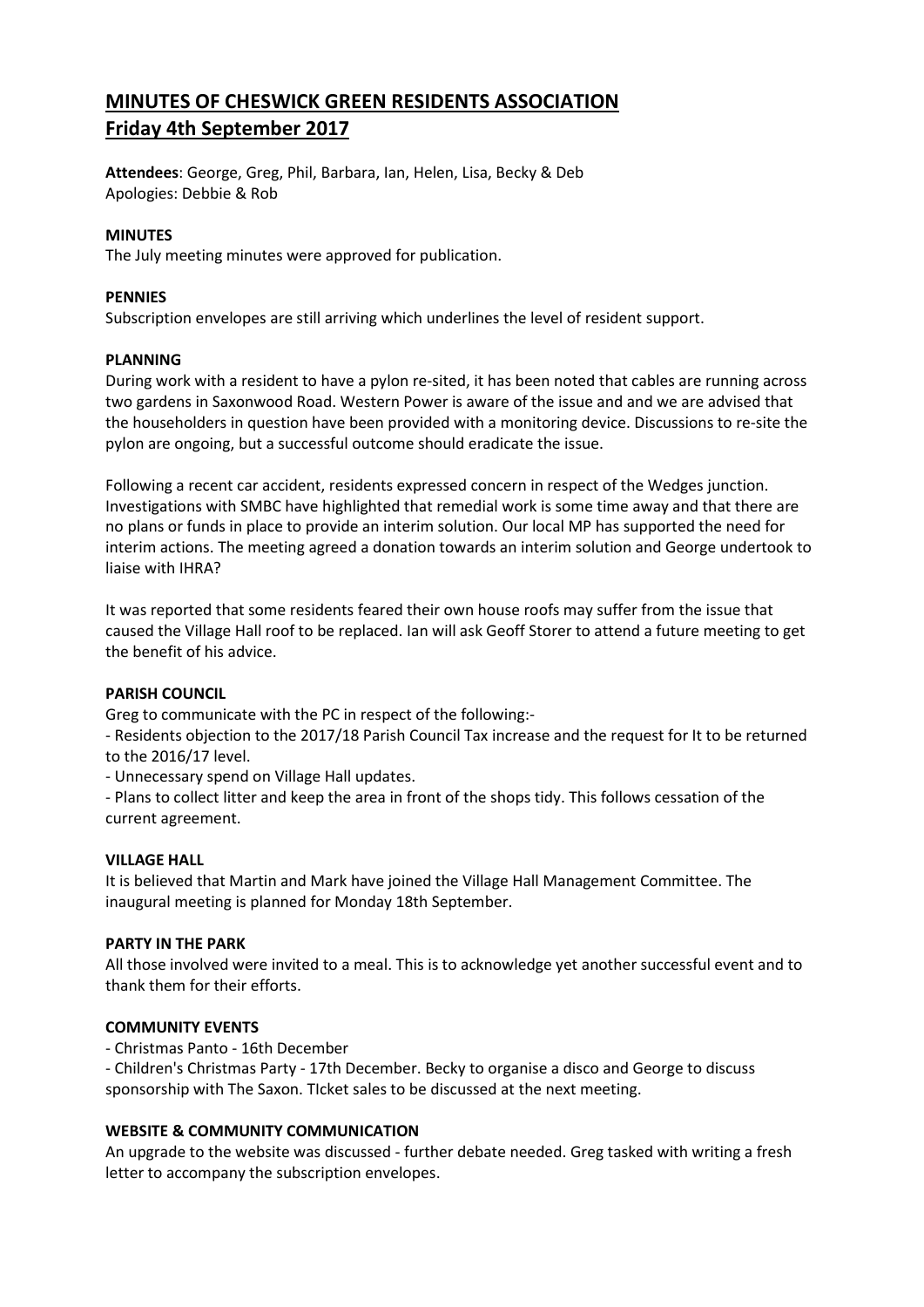# MINUTES OF CHESWICK GREEN RESIDENTS ASSOCIATION
## Friday 4th September 2017

**Attendees**: George, Greg, Phil, Barbara, Ian, Helen, Lisa, Becky & Deb
Apologies: Debbie & Rob

**MINUTES**
The July meeting minutes were approved for publication.

**PENNIES**
Subscription envelopes are still arriving which underlines the level of resident support.

**PLANNING**
During work with a resident to have a pylon re-sited, it has been noted that cables are running across two gardens in Saxonwood Road. Western Power is aware of the issue and and we are advised that the householders in question have been provided with a monitoring device. Discussions to re-site the pylon are ongoing, but a successful outcome should eradicate the issue.

Following a recent car accident, residents expressed concern in respect of the Wedges junction. Investigations with SMBC have highlighted that remedial work is some time away and that there are no plans or funds in place to provide an interim solution. Our local MP has supported the need for interim actions. The meeting agreed a donation towards an interim solution and George undertook to liaise with IHRA?

It was reported that some residents feared their own house roofs may suffer from the issue that caused the Village Hall roof to be replaced. Ian will ask Geoff Storer to attend a future meeting to get the benefit of his advice.

**PARISH COUNCIL**
Greg to communicate with the PC in respect of the following:-
- Residents objection to the 2017/18 Parish Council Tax increase and the request for It to be returned to the 2016/17 level.
- Unnecessary spend on Village Hall updates.
- Plans to collect litter and keep the area in front of the shops tidy. This follows cessation of the current agreement.

**VILLAGE HALL**
It is believed that Martin and Mark have joined the Village Hall Management Committee. The inaugural meeting is planned for Monday 18th September.

**PARTY IN THE PARK**
All those involved were invited to a meal. This is to acknowledge yet another successful event and to thank them for their efforts.

**COMMUNITY EVENTS**
- Christmas Panto - 16th December
- Children's Christmas Party - 17th December. Becky to organise a disco and George to discuss sponsorship with The Saxon. TIcket sales to be discussed at the next meeting.

**WEBSITE & COMMUNITY COMMUNICATION**
An upgrade to the website was discussed - further debate needed. Greg tasked with writing a fresh letter to accompany the subscription envelopes.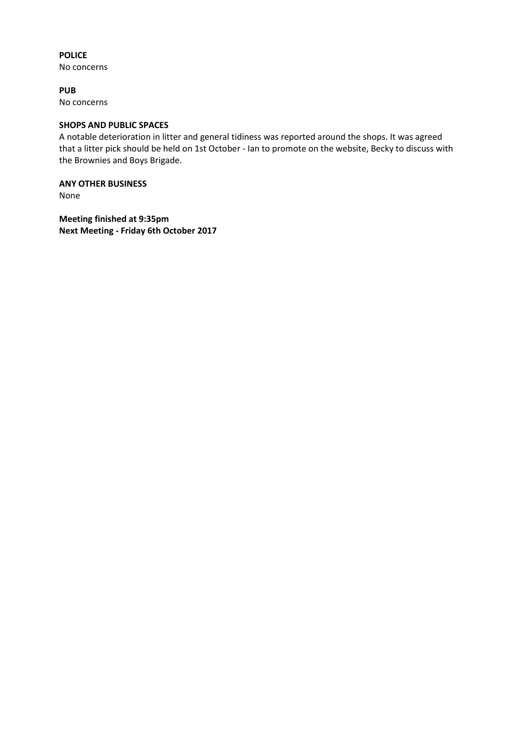**POLICE**
No concerns

**PUB**
No concerns

**SHOPS AND PUBLIC SPACES**
A notable deterioration in litter and general tidiness was reported around the shops. It was agreed that a litter pick should be held on 1st October - Ian to promote on the website, Becky to discuss with the Brownies and Boys Brigade.

**ANY OTHER BUSINESS**
None

**Meeting finished at 9:35pm**
**Next Meeting - Friday 6th October 2017**